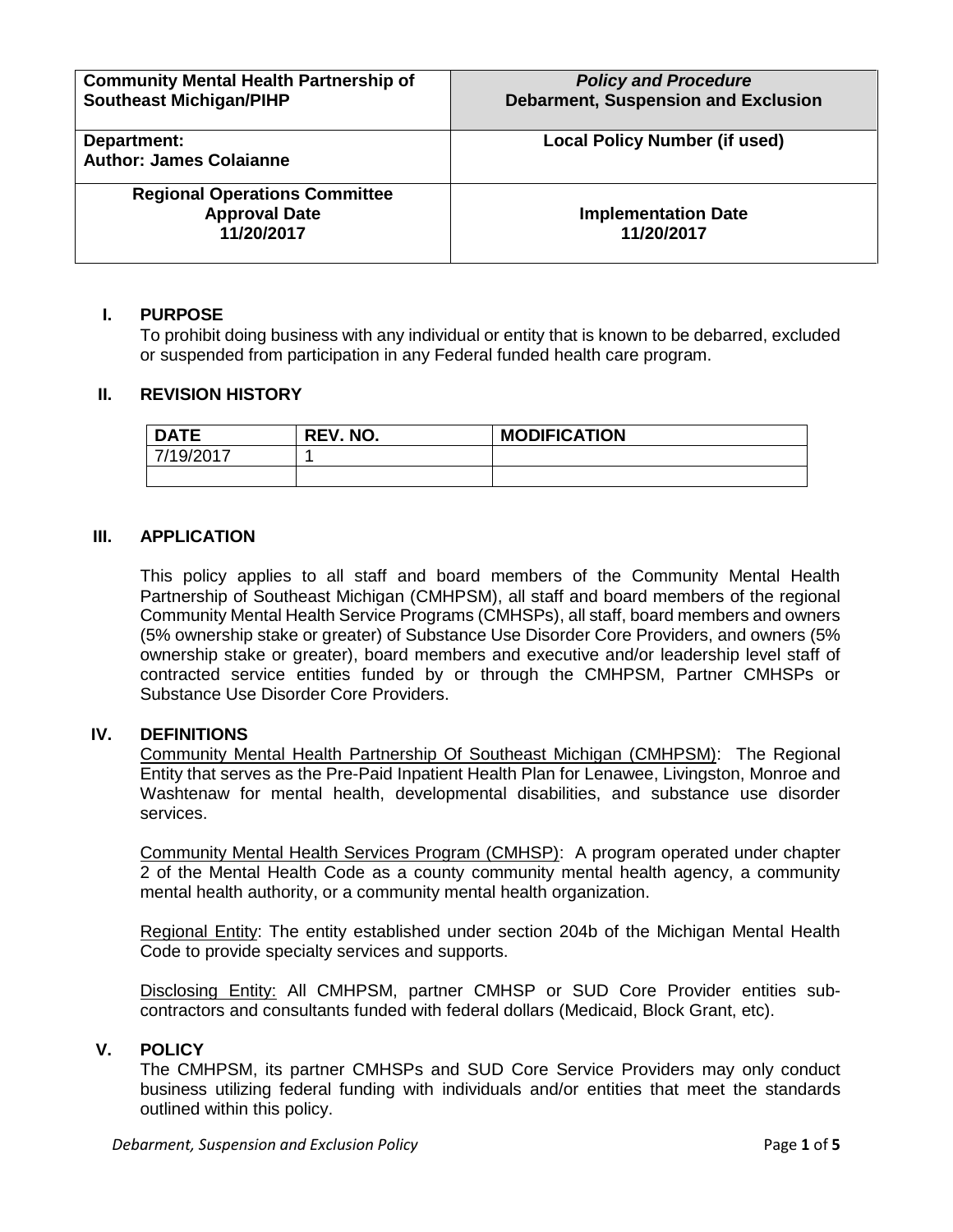| **Community Mental Health Partnership of Southeast Michigan/PIHP** | ***Policy and Procedure*** **Debarment, Suspension and Exclusion** |
|---|---|
| **Department:** **Author: James Colaianne** | **Local Policy Number (if used)** |
| **Regional Operations Committee Approval Date 11/20/2017** | **Implementation Date 11/20/2017** |

## I. PURPOSE

To prohibit doing business with any individual or entity that is known to be debarred, excluded or suspended from participation in any Federal funded health care program.

## II. REVISION HISTORY

| DATE | REV. NO. | MODIFICATION |
|---|---|---|
| 7/19/2017 | 1 | |
| | | |

## III. APPLICATION

This policy applies to all staff and board members of the Community Mental Health Partnership of Southeast Michigan (CMHPSM), all staff and board members of the regional Community Mental Health Service Programs (CMHSPs), all staff, board members and owners (5% ownership stake or greater) of Substance Use Disorder Core Providers, and owners (5% ownership stake or greater), board members and executive and/or leadership level staff of contracted service entities funded by or through the CMHPSM, Partner CMHSPs or Substance Use Disorder Core Providers.

## IV. DEFINITIONS

Community Mental Health Partnership Of Southeast Michigan (CMHPSM): The Regional Entity that serves as the Pre-Paid Inpatient Health Plan for Lenawee, Livingston, Monroe and Washtenaw for mental health, developmental disabilities, and substance use disorder services.

Community Mental Health Services Program (CMHSP): A program operated under chapter 2 of the Mental Health Code as a county community mental health agency, a community mental health authority, or a community mental health organization.

Regional Entity: The entity established under section 204b of the Michigan Mental Health Code to provide specialty services and supports.

Disclosing Entity: All CMHPSM, partner CMHSP or SUD Core Provider entities sub-contractors and consultants funded with federal dollars (Medicaid, Block Grant, etc).

## V. POLICY

The CMHPSM, its partner CMHSPs and SUD Core Service Providers may only conduct business utilizing federal funding with individuals and/or entities that meet the standards outlined within this policy.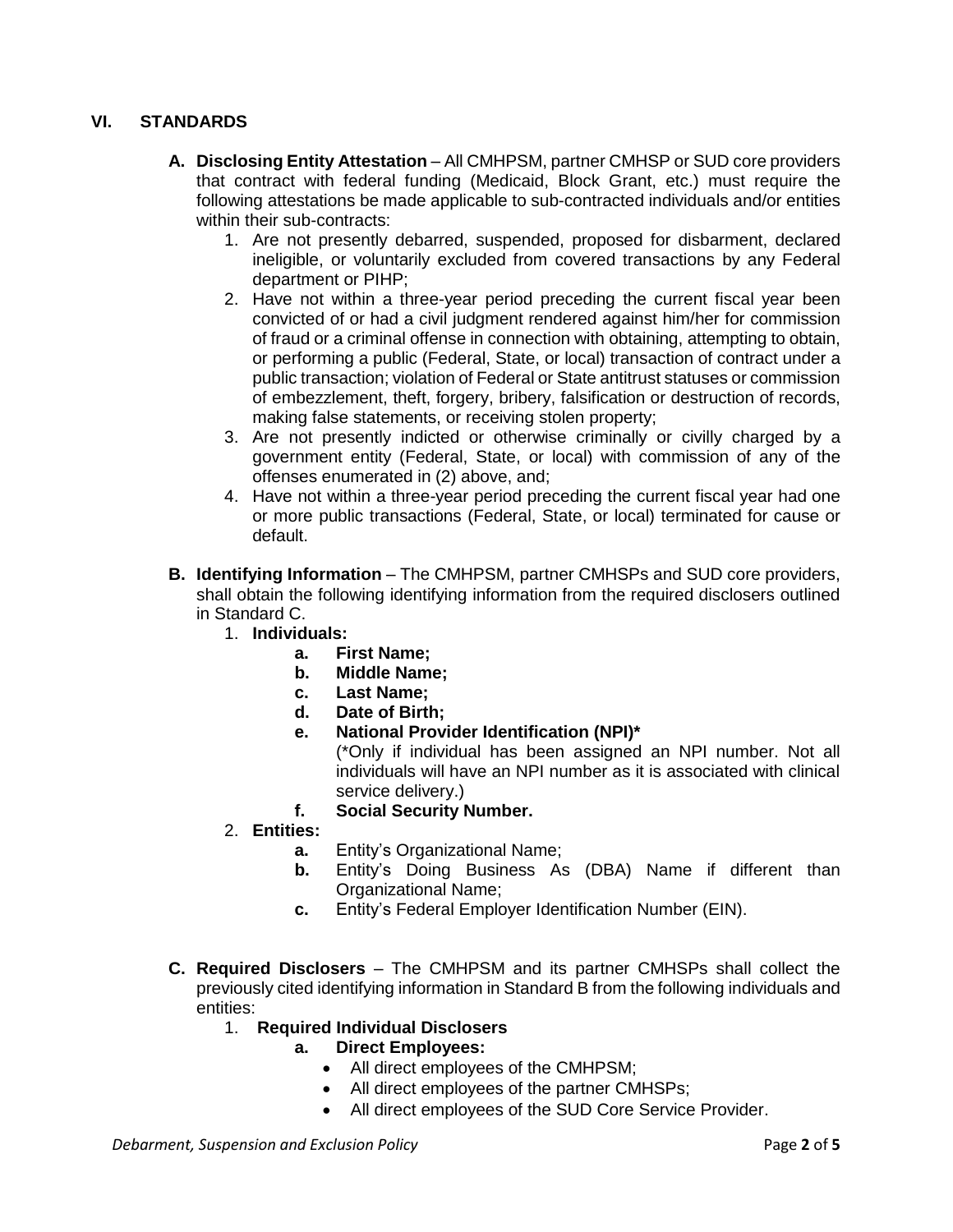## VI. STANDARDS

**A. Disclosing Entity Attestation** – All CMHPSM, partner CMHSP or SUD core providers that contract with federal funding (Medicaid, Block Grant, etc.) must require the following attestations be made applicable to sub-contracted individuals and/or entities within their sub-contracts:

1. Are not presently debarred, suspended, proposed for disbarment, declared ineligible, or voluntarily excluded from covered transactions by any Federal department or PIHP;
2. Have not within a three-year period preceding the current fiscal year been convicted of or had a civil judgment rendered against him/her for commission of fraud or a criminal offense in connection with obtaining, attempting to obtain, or performing a public (Federal, State, or local) transaction of contract under a public transaction; violation of Federal or State antitrust statuses or commission of embezzlement, theft, forgery, bribery, falsification or destruction of records, making false statements, or receiving stolen property;
3. Are not presently indicted or otherwise criminally or civilly charged by a government entity (Federal, State, or local) with commission of any of the offenses enumerated in (2) above, and;
4. Have not within a three-year period preceding the current fiscal year had one or more public transactions (Federal, State, or local) terminated for cause or default.

**B. Identifying Information** – The CMHPSM, partner CMHSPs and SUD core providers, shall obtain the following identifying information from the required disclosers outlined in Standard C.

1. **Individuals:**
   - **a. First Name;**
   - **b. Middle Name;**
   - **c. Last Name;**
   - **d. Date of Birth;**
   - **e. National Provider Identification (NPI)***
     (*Only if individual has been assigned an NPI number. Not all individuals will have an NPI number as it is associated with clinical service delivery.)
   - **f. Social Security Number.**
2. **Entities:**
   - **a.** Entity's Organizational Name;
   - **b.** Entity's Doing Business As (DBA) Name if different than Organizational Name;
   - **c.** Entity's Federal Employer Identification Number (EIN).

**C. Required Disclosers** – The CMHPSM and its partner CMHSPs shall collect the previously cited identifying information in Standard B from the following individuals and entities:

1. **Required Individual Disclosers**
   - **a. Direct Employees:**
     - All direct employees of the CMHPSM;
     - All direct employees of the partner CMHSPs;
     - All direct employees of the SUD Core Service Provider.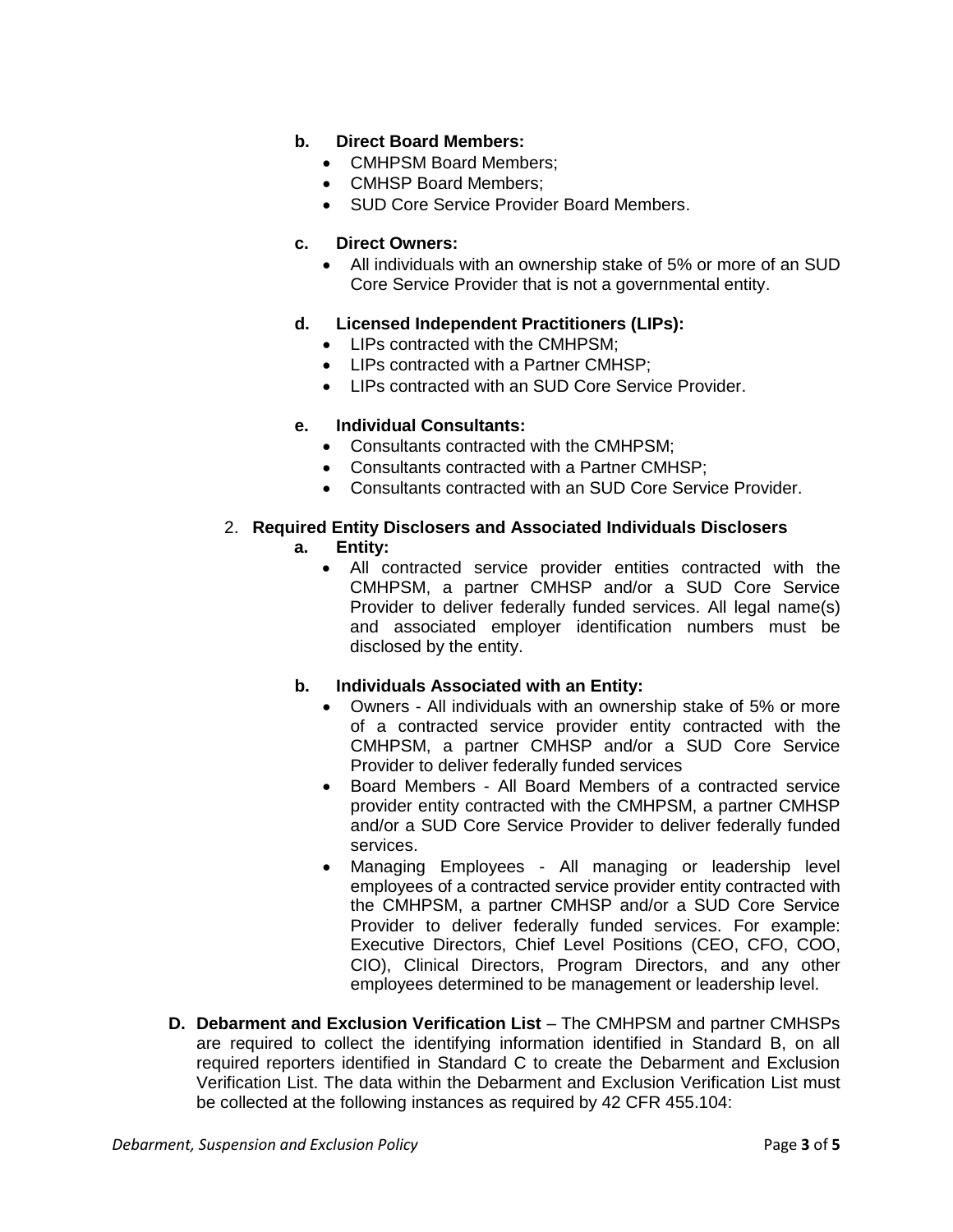**b. Direct Board Members:**

- CMHPSM Board Members;
- CMHSP Board Members;
- SUD Core Service Provider Board Members.

**c. Direct Owners:**

- All individuals with an ownership stake of 5% or more of an SUD Core Service Provider that is not a governmental entity.

**d. Licensed Independent Practitioners (LIPs):**

- LIPs contracted with the CMHPSM;
- LIPs contracted with a Partner CMHSP;
- LIPs contracted with an SUD Core Service Provider.

**e. Individual Consultants:**

- Consultants contracted with the CMHPSM;
- Consultants contracted with a Partner CMHSP;
- Consultants contracted with an SUD Core Service Provider.

2. **Required Entity Disclosers and Associated Individuals Disclosers**

**a. Entity:**

- All contracted service provider entities contracted with the CMHPSM, a partner CMHSP and/or a SUD Core Service Provider to deliver federally funded services. All legal name(s) and associated employer identification numbers must be disclosed by the entity.

**b. Individuals Associated with an Entity:**

- Owners - All individuals with an ownership stake of 5% or more of a contracted service provider entity contracted with the CMHPSM, a partner CMHSP and/or a SUD Core Service Provider to deliver federally funded services
- Board Members - All Board Members of a contracted service provider entity contracted with the CMHPSM, a partner CMHSP and/or a SUD Core Service Provider to deliver federally funded services.
- Managing Employees - All managing or leadership level employees of a contracted service provider entity contracted with the CMHPSM, a partner CMHSP and/or a SUD Core Service Provider to deliver federally funded services. For example: Executive Directors, Chief Level Positions (CEO, CFO, COO, CIO), Clinical Directors, Program Directors, and any other employees determined to be management or leadership level.

**D. Debarment and Exclusion Verification List** – The CMHPSM and partner CMHSPs are required to collect the identifying information identified in Standard B, on all required reporters identified in Standard C to create the Debarment and Exclusion Verification List. The data within the Debarment and Exclusion Verification List must be collected at the following instances as required by 42 CFR 455.104: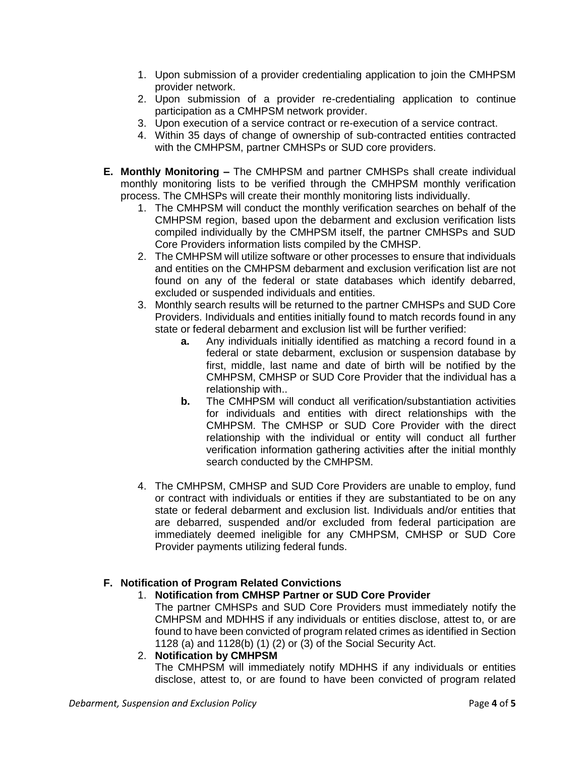1. Upon submission of a provider credentialing application to join the CMHPSM provider network.
2. Upon submission of a provider re-credentialing application to continue participation as a CMHPSM network provider.
3. Upon execution of a service contract or re-execution of a service contract.
4. Within 35 days of change of ownership of sub-contracted entities contracted with the CMHPSM, partner CMHSPs or SUD core providers.

**E. Monthly Monitoring –** The CMHPSM and partner CMHSPs shall create individual monthly monitoring lists to be verified through the CMHPSM monthly verification process. The CMHSPs will create their monthly monitoring lists individually.

1. The CMHPSM will conduct the monthly verification searches on behalf of the CMHPSM region, based upon the debarment and exclusion verification lists compiled individually by the CMHPSM itself, the partner CMHSPs and SUD Core Providers information lists compiled by the CMHSP.
2. The CMHPSM will utilize software or other processes to ensure that individuals and entities on the CMHPSM debarment and exclusion verification list are not found on any of the federal or state databases which identify debarred, excluded or suspended individuals and entities.
3. Monthly search results will be returned to the partner CMHSPs and SUD Core Providers. Individuals and entities initially found to match records found in any state or federal debarment and exclusion list will be further verified:
   - **a.** Any individuals initially identified as matching a record found in a federal or state debarment, exclusion or suspension database by first, middle, last name and date of birth will be notified by the CMHPSM, CMHSP or SUD Core Provider that the individual has a relationship with..
   - **b.** The CMHPSM will conduct all verification/substantiation activities for individuals and entities with direct relationships with the CMHPSM. The CMHSP or SUD Core Provider with the direct relationship with the individual or entity will conduct all further verification information gathering activities after the initial monthly search conducted by the CMHPSM.
4. The CMHPSM, CMHSP and SUD Core Providers are unable to employ, fund or contract with individuals or entities if they are substantiated to be on any state or federal debarment and exclusion list. Individuals and/or entities that are debarred, suspended and/or excluded from federal participation are immediately deemed ineligible for any CMHPSM, CMHSP or SUD Core Provider payments utilizing federal funds.

**F. Notification of Program Related Convictions**

1. **Notification from CMHSP Partner or SUD Core Provider**
   The partner CMHSPs and SUD Core Providers must immediately notify the CMHPSM and MDHHS if any individuals or entities disclose, attest to, or are found to have been convicted of program related crimes as identified in Section 1128 (a) and 1128(b) (1) (2) or (3) of the Social Security Act.
2. **Notification by CMHPSM**
   The CMHPSM will immediately notify MDHHS if any individuals or entities disclose, attest to, or are found to have been convicted of program related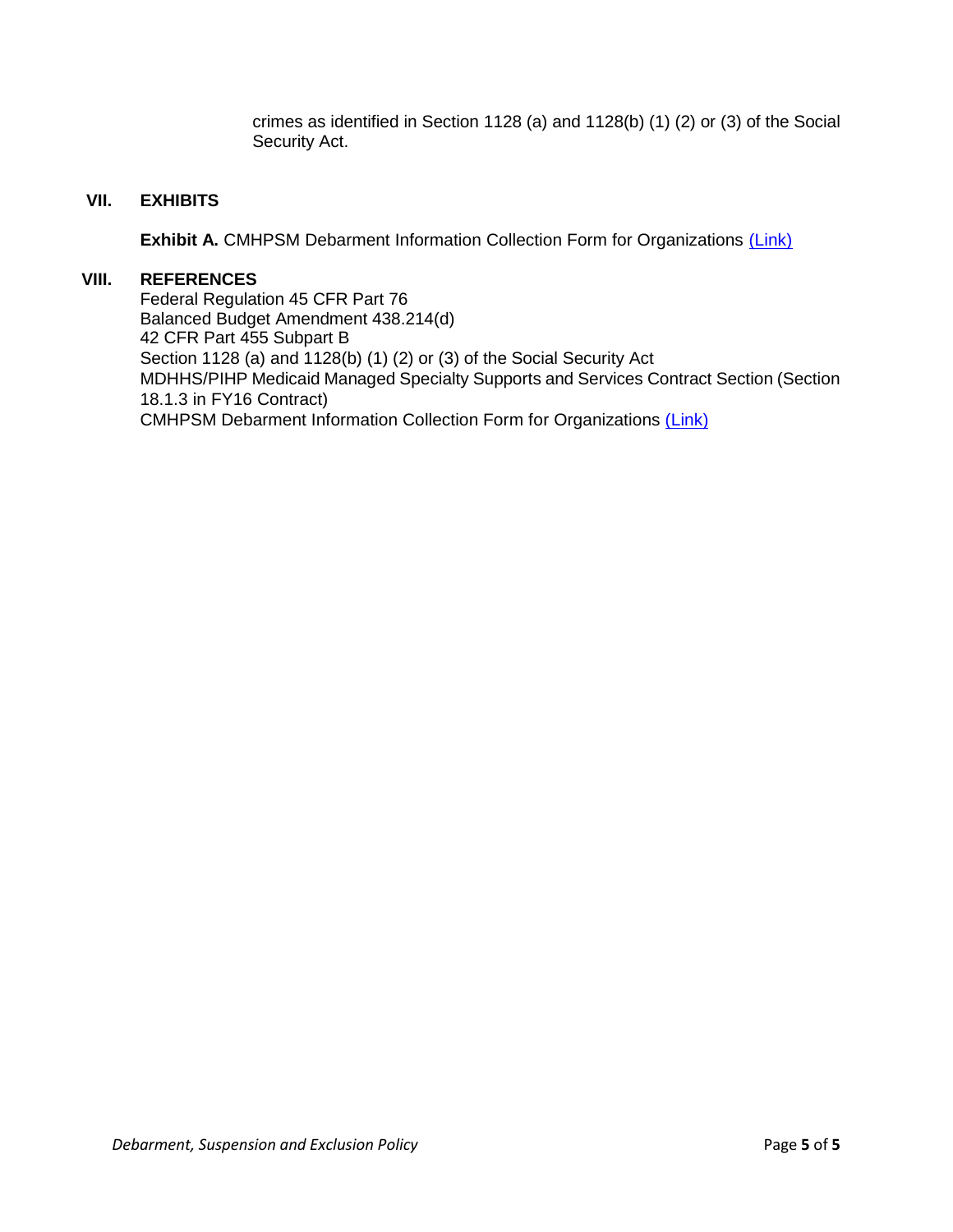crimes as identified in Section 1128 (a) and 1128(b) (1) (2) or (3) of the Social Security Act.

## VII. EXHIBITS

**Exhibit A.** CMHPSM Debarment Information Collection Form for Organizations (Link)

## VIII. REFERENCES

Federal Regulation 45 CFR Part 76
Balanced Budget Amendment 438.214(d)
42 CFR Part 455 Subpart B
Section 1128 (a) and 1128(b) (1) (2) or (3) of the Social Security Act
MDHHS/PIHP Medicaid Managed Specialty Supports and Services Contract Section (Section 18.1.3 in FY16 Contract)
CMHPSM Debarment Information Collection Form for Organizations (Link)